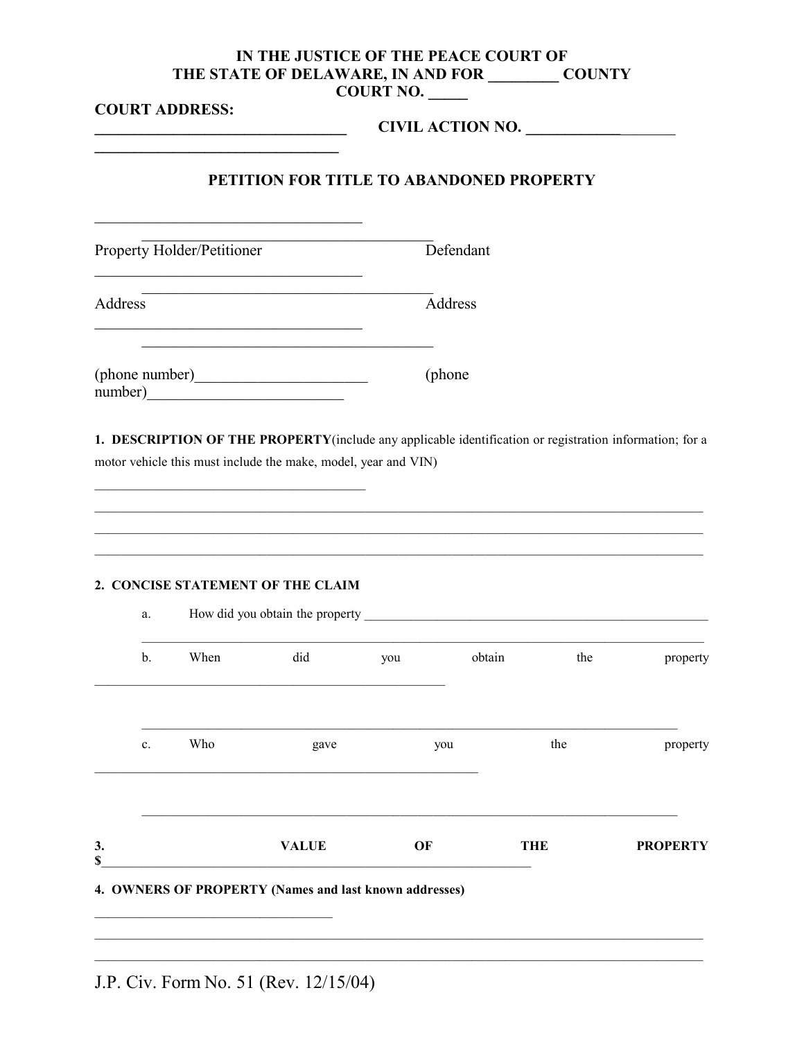**IN THE JUSTICE OF THE PEACE COURT OF**
**THE STATE OF DELAWARE, IN AND FOR ________ COUNTY**
**COURT NO. _____**

**COURT ADDRESS:**
**________________________________ CIVIL ACTION NO. ____________________**
**________________________________**

## PETITION FOR TITLE TO ABANDONED PROPERTY

___________________________________ ______________________________________
Property Holder/Petitioner Defendant

___________________________________ ______________________________________
Address Address

___________________________________ ______________________________________

(phone number)______________________ (phone number)_________________________

**1. DESCRIPTION OF THE PROPERTY**(include any applicable identification or registration information; for a motor vehicle this must include the make, model, year and VIN)

___________________________________
_______________________________________________________________________________
_______________________________________________________________________________
_______________________________________________________________________________

**2. CONCISE STATEMENT OF THE CLAIM**

a. How did you obtain the property _______________________________________________
_______________________________________________________________________________

b. When did you obtain the property _____________________________________________

_______________________________________________________________________________

c. Who gave you the property ____________________________________________________

_______________________________________________________________________________

**3. VALUE OF THE PROPERTY $**_______________________________________________________

**4. OWNERS OF PROPERTY (Names and last known addresses)**

___________________________________
_______________________________________________________________________________
_______________________________________________________________________________

J.P. Civ. Form No. 51 (Rev. 12/15/04)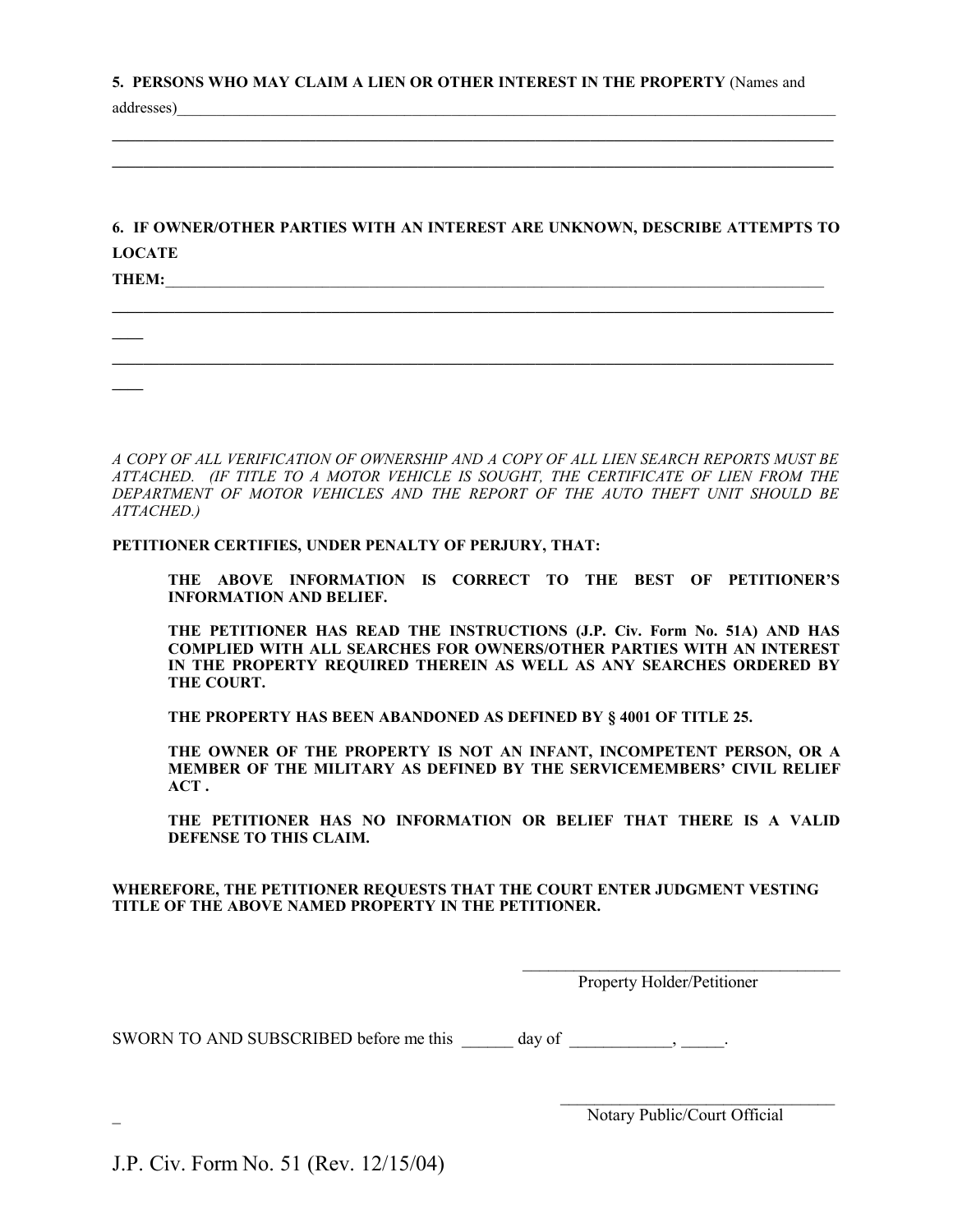**5. PERSONS WHO MAY CLAIM A LIEN OR OTHER INTEREST IN THE PROPERTY** (Names and addresses)______________________________________________________________________________

______________________________________________________________________________

______________________________________________________________________________

**6. IF OWNER/OTHER PARTIES WITH AN INTEREST ARE UNKNOWN, DESCRIBE ATTEMPTS TO LOCATE THEM:**______________________________________________________________________________

______________________________________________________________________________

______________________________________________________________________________

*A COPY OF ALL VERIFICATION OF OWNERSHIP AND A COPY OF ALL LIEN SEARCH REPORTS MUST BE ATTACHED. (IF TITLE TO A MOTOR VEHICLE IS SOUGHT, THE CERTIFICATE OF LIEN FROM THE DEPARTMENT OF MOTOR VEHICLES AND THE REPORT OF THE AUTO THEFT UNIT SHOULD BE ATTACHED.)*

**PETITIONER CERTIFIES, UNDER PENALTY OF PERJURY, THAT:**

> **THE ABOVE INFORMATION IS CORRECT TO THE BEST OF PETITIONER'S INFORMATION AND BELIEF.**
>
> **THE PETITIONER HAS READ THE INSTRUCTIONS (J.P. Civ. Form No. 51A) AND HAS COMPLIED WITH ALL SEARCHES FOR OWNERS/OTHER PARTIES WITH AN INTEREST IN THE PROPERTY REQUIRED THEREIN AS WELL AS ANY SEARCHES ORDERED BY THE COURT.**
>
> **THE PROPERTY HAS BEEN ABANDONED AS DEFINED BY § 4001 OF TITLE 25.**
>
> **THE OWNER OF THE PROPERTY IS NOT AN INFANT, INCOMPETENT PERSON, OR A MEMBER OF THE MILITARY AS DEFINED BY THE SERVICEMEMBERS' CIVIL RELIEF ACT .**
>
> **THE PETITIONER HAS NO INFORMATION OR BELIEF THAT THERE IS A VALID DEFENSE TO THIS CLAIM.**

**WHEREFORE, THE PETITIONER REQUESTS THAT THE COURT ENTER JUDGMENT VESTING TITLE OF THE ABOVE NAMED PROPERTY IN THE PETITIONER.**

_______________________________________
Property Holder/Petitioner

SWORN TO AND SUBSCRIBED before me this ______ day of ____________, _____.

_______________________________________
Notary Public/Court Official

J.P. Civ. Form No. 51 (Rev. 12/15/04)